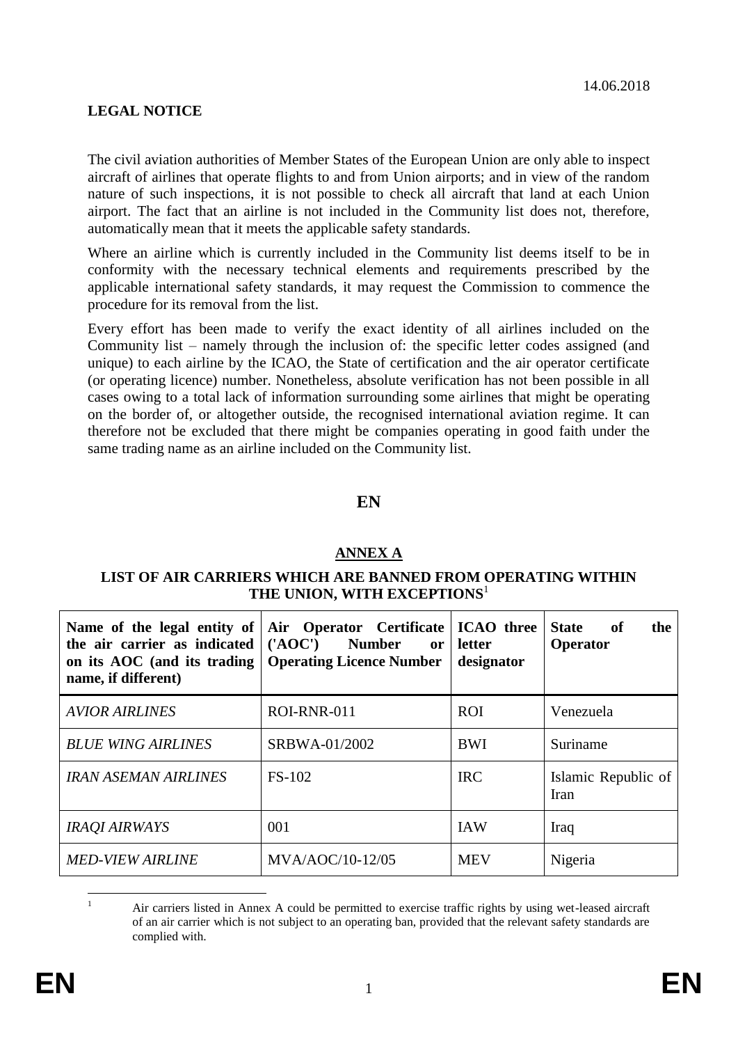14.06.2018

**LEGAL NOTICE**

The civil aviation authorities of Member States of the European Union are only able to inspect aircraft of airlines that operate flights to and from Union airports; and in view of the random nature of such inspections, it is not possible to check all aircraft that land at each Union airport. The fact that an airline is not included in the Community list does not, therefore, automatically mean that it meets the applicable safety standards.

Where an airline which is currently included in the Community list deems itself to be in conformity with the necessary technical elements and requirements prescribed by the applicable international safety standards, it may request the Commission to commence the procedure for its removal from the list.

Every effort has been made to verify the exact identity of all airlines included on the Community list – namely through the inclusion of: the specific letter codes assigned (and unique) to each airline by the ICAO, the State of certification and the air operator certificate (or operating licence) number. Nonetheless, absolute verification has not been possible in all cases owing to a total lack of information surrounding some airlines that might be operating on the border of, or altogether outside, the recognised international aviation regime. It can therefore not be excluded that there might be companies operating in good faith under the same trading name as an airline included on the Community list.

**EN**

## ANNEX A

### LIST OF AIR CARRIERS WHICH ARE BANNED FROM OPERATING WITHIN THE UNION, WITH EXCEPTIONS[1]

| Name of the legal entity of the air carrier as indicated on its AOC (and its trading name, if different) | Air Operator Certificate ('AOC') Number or Operating Licence Number | ICAO three letter designator | State of the Operator |
|---|---|---|---|
| *AVIOR AIRLINES* | ROI-RNR-011 | ROI | Venezuela |
| *BLUE WING AIRLINES* | SRBWA-01/2002 | BWI | Suriname |
| *IRAN ASEMAN AIRLINES* | FS-102 | IRC | Islamic Republic of Iran |
| *IRAQI AIRWAYS* | 001 | IAW | Iraq |
| *MED-VIEW AIRLINE* | MVA/AOC/10-12/05 | MEV | Nigeria |

[1] Air carriers listed in Annex A could be permitted to exercise traffic rights by using wet-leased aircraft of an air carrier which is not subject to an operating ban, provided that the relevant safety standards are complied with.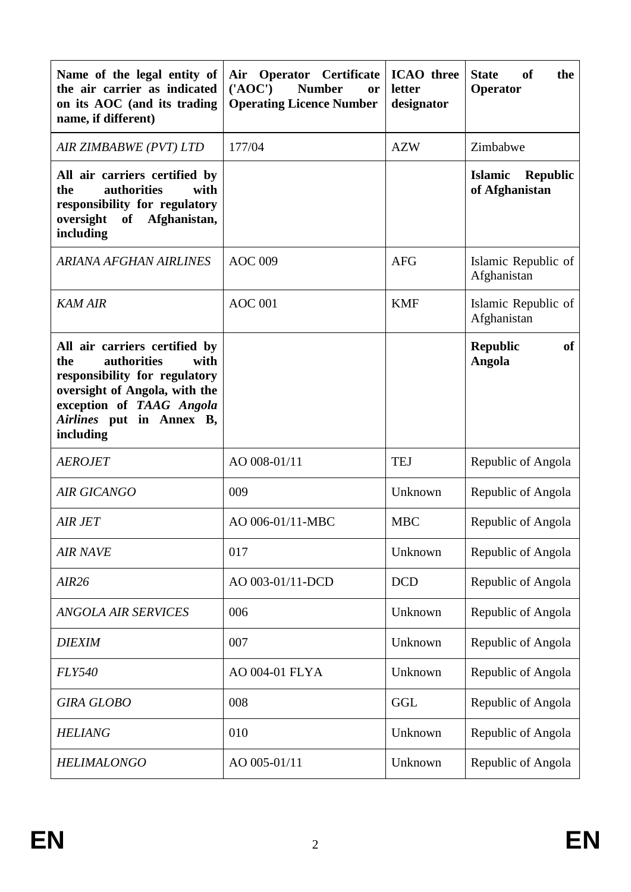| Name of the legal entity of the air carrier as indicated on its AOC (and its trading name, if different) | Air Operator Certificate ('AOC') Number or Operating Licence Number | ICAO three letter designator | State of the Operator |
|---|---|---|---|
| *AIR ZIMBABWE (PVT) LTD* | 177/04 | AZW | Zimbabwe |
| **All air carriers certified by the authorities with responsibility for regulatory oversight of Afghanistan, including** | | | **Islamic Republic of Afghanistan** |
| *ARIANA AFGHAN AIRLINES* | AOC 009 | AFG | Islamic Republic of Afghanistan |
| *KAM AIR* | AOC 001 | KMF | Islamic Republic of Afghanistan |
| **All air carriers certified by the authorities with responsibility for regulatory oversight of Angola, with the exception of *TAAG Angola Airlines* put in Annex B, including** | | | **Republic of Angola** |
| *AEROJET* | AO 008-01/11 | TEJ | Republic of Angola |
| *AIR GICANGO* | 009 | Unknown | Republic of Angola |
| *AIR JET* | AO 006-01/11-MBC | MBC | Republic of Angola |
| *AIR NAVE* | 017 | Unknown | Republic of Angola |
| *AIR26* | AO 003-01/11-DCD | DCD | Republic of Angola |
| *ANGOLA AIR SERVICES* | 006 | Unknown | Republic of Angola |
| *DIEXIM* | 007 | Unknown | Republic of Angola |
| *FLY540* | AO 004-01 FLYA | Unknown | Republic of Angola |
| *GIRA GLOBO* | 008 | GGL | Republic of Angola |
| *HELIANG* | 010 | Unknown | Republic of Angola |
| *HELIMALONGO* | AO 005-01/11 | Unknown | Republic of Angola |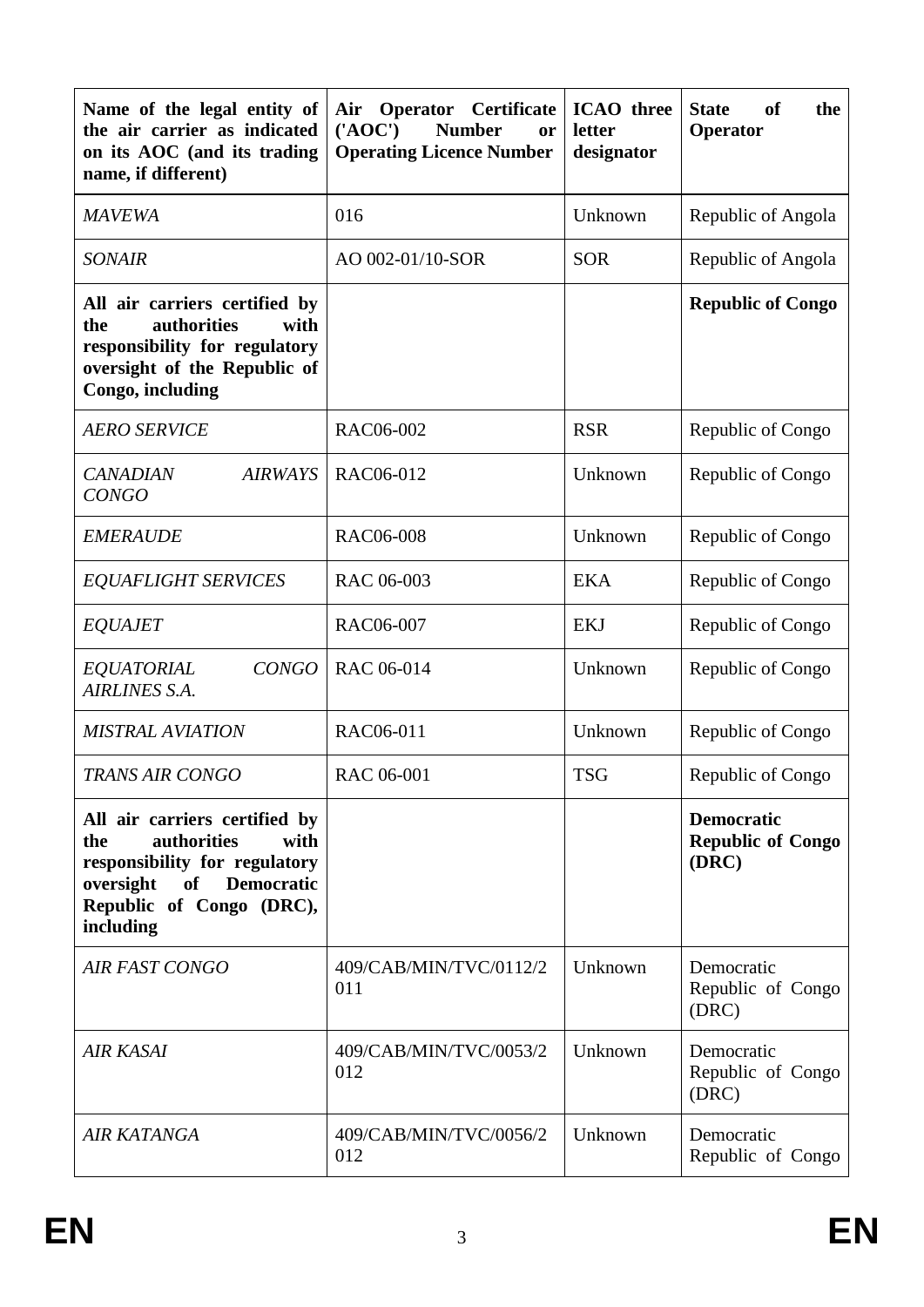| Name of the legal entity of the air carrier as indicated on its AOC (and its trading name, if different) | Air Operator Certificate ('AOC') Number or Operating Licence Number | ICAO three letter designator | State of the Operator |
|---|---|---|---|
| *MAVEWA* | 016 | Unknown | Republic of Angola |
| *SONAIR* | AO 002-01/10-SOR | SOR | Republic of Angola |
| **All air carriers certified by the authorities with responsibility for regulatory oversight of the Republic of Congo, including** | | | **Republic of Congo** |
| *AERO SERVICE* | RAC06-002 | RSR | Republic of Congo |
| *CANADIAN AIRWAYS CONGO* | RAC06-012 | Unknown | Republic of Congo |
| *EMERAUDE* | RAC06-008 | Unknown | Republic of Congo |
| *EQUAFLIGHT SERVICES* | RAC 06-003 | EKA | Republic of Congo |
| *EQUAJET* | RAC06-007 | EKJ | Republic of Congo |
| *EQUATORIAL CONGO AIRLINES S.A.* | RAC 06-014 | Unknown | Republic of Congo |
| *MISTRAL AVIATION* | RAC06-011 | Unknown | Republic of Congo |
| *TRANS AIR CONGO* | RAC 06-001 | TSG | Republic of Congo |
| **All air carriers certified by the authorities with responsibility for regulatory oversight of Democratic Republic of Congo (DRC), including** | | | **Democratic Republic of Congo (DRC)** |
| *AIR FAST CONGO* | 409/CAB/MIN/TVC/0112/2011 | Unknown | Democratic Republic of Congo (DRC) |
| *AIR KASAI* | 409/CAB/MIN/TVC/0053/2012 | Unknown | Democratic Republic of Congo (DRC) |
| *AIR KATANGA* | 409/CAB/MIN/TVC/0056/2012 | Unknown | Democratic Republic of Congo |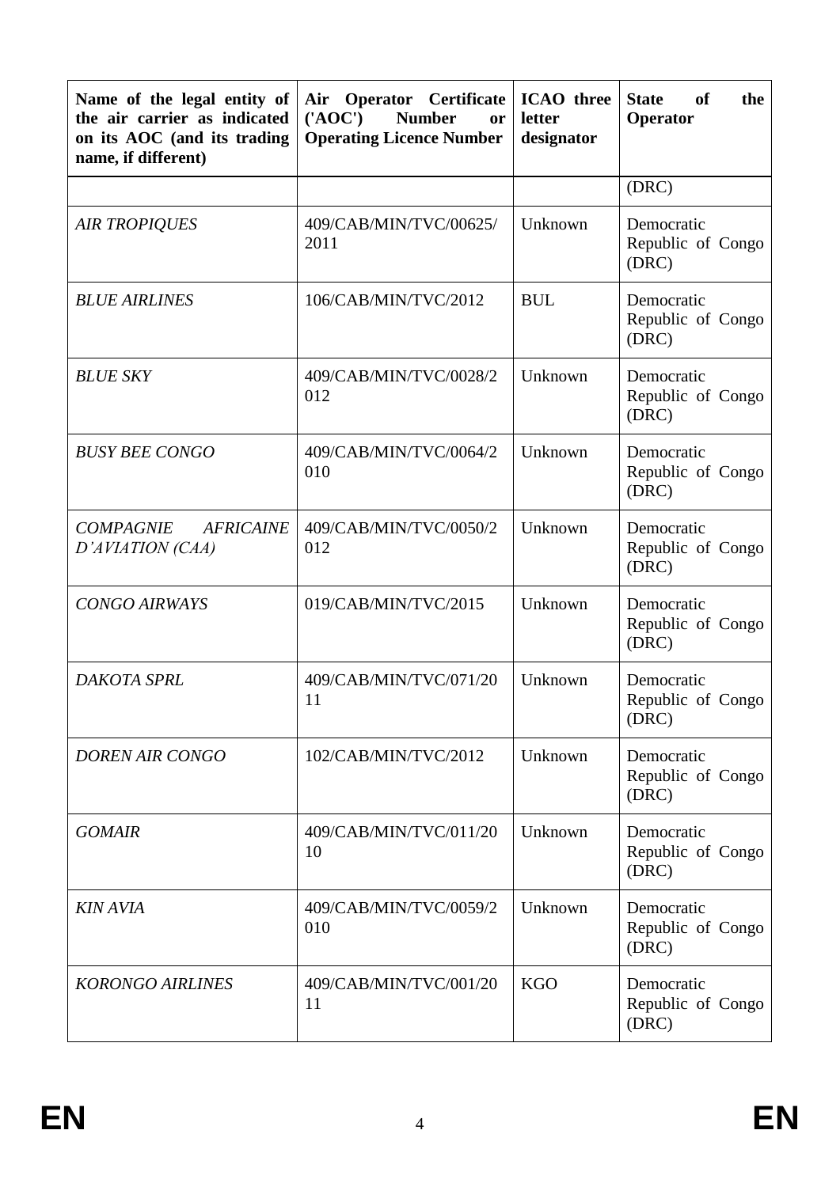| Name of the legal entity of the air carrier as indicated on its AOC (and its trading name, if different) | Air Operator Certificate ('AOC') Number or Operating Licence Number | ICAO three letter designator | State of the Operator |
|---|---|---|---|
| | | | (DRC) |
| *AIR TROPIQUES* | 409/CAB/MIN/TVC/00625/2011 | Unknown | Democratic Republic of Congo (DRC) |
| *BLUE AIRLINES* | 106/CAB/MIN/TVC/2012 | BUL | Democratic Republic of Congo (DRC) |
| *BLUE SKY* | 409/CAB/MIN/TVC/0028/2012 | Unknown | Democratic Republic of Congo (DRC) |
| *BUSY BEE CONGO* | 409/CAB/MIN/TVC/0064/2010 | Unknown | Democratic Republic of Congo (DRC) |
| *COMPAGNIE AFRICAINE D'AVIATION (CAA)* | 409/CAB/MIN/TVC/0050/2012 | Unknown | Democratic Republic of Congo (DRC) |
| *CONGO AIRWAYS* | 019/CAB/MIN/TVC/2015 | Unknown | Democratic Republic of Congo (DRC) |
| *DAKOTA SPRL* | 409/CAB/MIN/TVC/071/2011 | Unknown | Democratic Republic of Congo (DRC) |
| *DOREN AIR CONGO* | 102/CAB/MIN/TVC/2012 | Unknown | Democratic Republic of Congo (DRC) |
| *GOMAIR* | 409/CAB/MIN/TVC/011/2010 | Unknown | Democratic Republic of Congo (DRC) |
| *KIN AVIA* | 409/CAB/MIN/TVC/0059/2010 | Unknown | Democratic Republic of Congo (DRC) |
| *KORONGO AIRLINES* | 409/CAB/MIN/TVC/001/2011 | KGO | Democratic Republic of Congo (DRC) |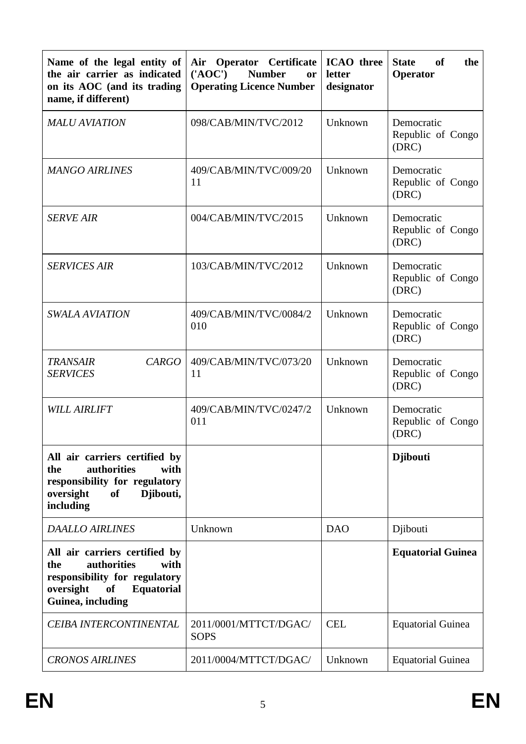| Name of the legal entity of the air carrier as indicated on its AOC (and its trading name, if different) | Air Operator Certificate ('AOC') Number or Operating Licence Number | ICAO three letter designator | State of the Operator |
|---|---|---|---|
| *MALU AVIATION* | 098/CAB/MIN/TVC/2012 | Unknown | Democratic Republic of Congo (DRC) |
| *MANGO AIRLINES* | 409/CAB/MIN/TVC/009/2011 | Unknown | Democratic Republic of Congo (DRC) |
| *SERVE AIR* | 004/CAB/MIN/TVC/2015 | Unknown | Democratic Republic of Congo (DRC) |
| *SERVICES AIR* | 103/CAB/MIN/TVC/2012 | Unknown | Democratic Republic of Congo (DRC) |
| *SWALA AVIATION* | 409/CAB/MIN/TVC/0084/2010 | Unknown | Democratic Republic of Congo (DRC) |
| *TRANSAIR CARGO SERVICES* | 409/CAB/MIN/TVC/073/2011 | Unknown | Democratic Republic of Congo (DRC) |
| *WILL AIRLIFT* | 409/CAB/MIN/TVC/0247/2011 | Unknown | Democratic Republic of Congo (DRC) |
| **All air carriers certified by the authorities with responsibility for regulatory oversight of Djibouti, including** | | | **Djibouti** |
| *DAALLO AIRLINES* | Unknown | DAO | Djibouti |
| **All air carriers certified by the authorities with responsibility for regulatory oversight of Equatorial Guinea, including** | | | **Equatorial Guinea** |
| *CEIBA INTERCONTINENTAL* | 2011/0001/MTTCT/DGAC/SOPS | CEL | Equatorial Guinea |
| *CRONOS AIRLINES* | 2011/0004/MTTCT/DGAC/ | Unknown | Equatorial Guinea |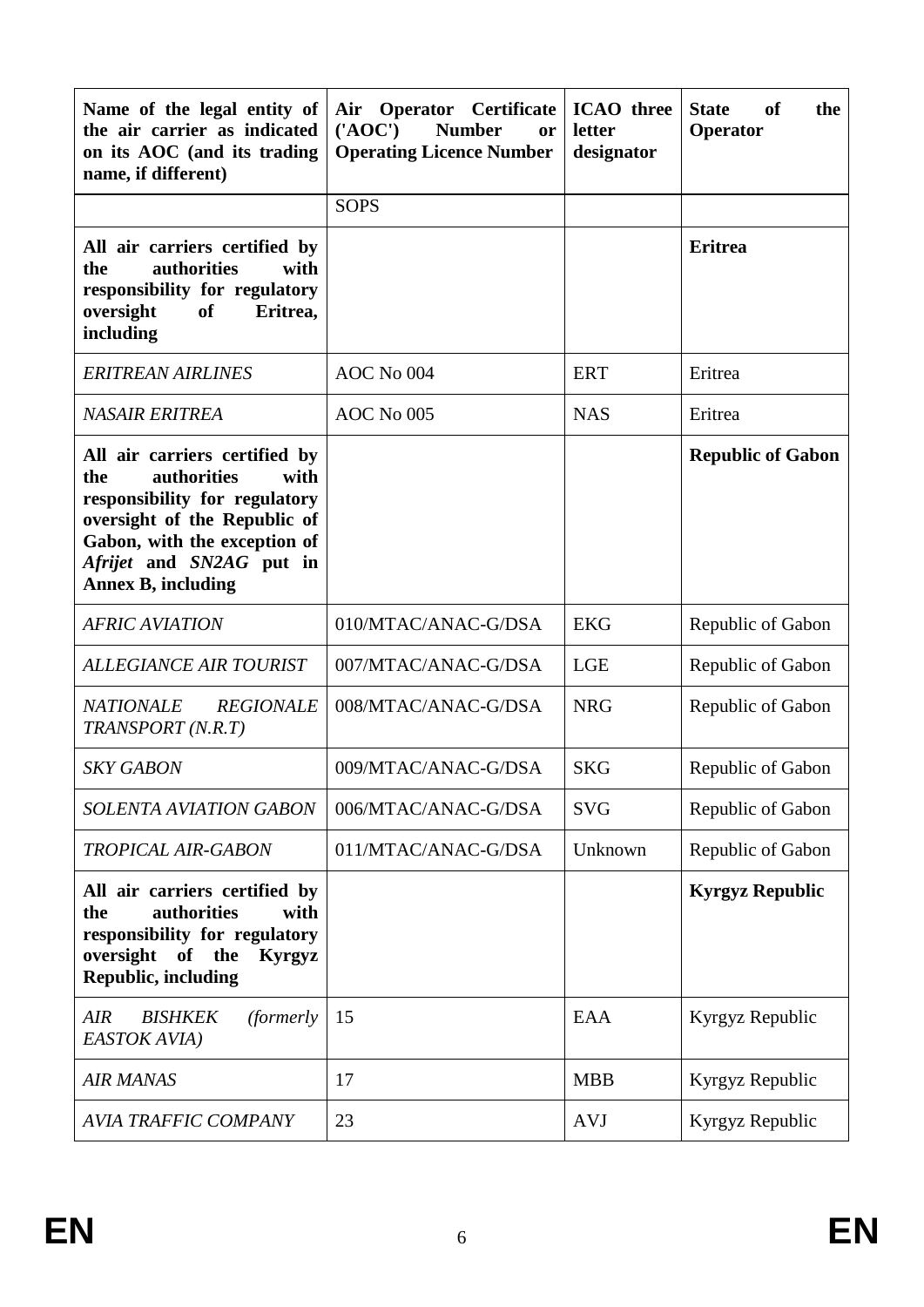| Name of the legal entity of the air carrier as indicated on its AOC (and its trading name, if different) | Air Operator Certificate ('AOC') Number or Operating Licence Number | ICAO three letter designator | State of the Operator |
|---|---|---|---|
| | SOPS | | |
| **All air carriers certified by the authorities with responsibility for regulatory oversight of Eritrea, including** | | | **Eritrea** |
| *ERITREAN AIRLINES* | AOC No 004 | ERT | Eritrea |
| *NASAIR ERITREA* | AOC No 005 | NAS | Eritrea |
| **All air carriers certified by the authorities with responsibility for regulatory oversight of the Republic of Gabon, with the exception of *Afrijet* and *SN2AG* put in Annex B, including** | | | **Republic of Gabon** |
| *AFRIC AVIATION* | 010/MTAC/ANAC-G/DSA | EKG | Republic of Gabon |
| *ALLEGIANCE AIR TOURIST* | 007/MTAC/ANAC-G/DSA | LGE | Republic of Gabon |
| *NATIONALE REGIONALE TRANSPORT (N.R.T)* | 008/MTAC/ANAC-G/DSA | NRG | Republic of Gabon |
| *SKY GABON* | 009/MTAC/ANAC-G/DSA | SKG | Republic of Gabon |
| *SOLENTA AVIATION GABON* | 006/MTAC/ANAC-G/DSA | SVG | Republic of Gabon |
| *TROPICAL AIR-GABON* | 011/MTAC/ANAC-G/DSA | Unknown | Republic of Gabon |
| **All air carriers certified by the authorities with responsibility for regulatory oversight of the Kyrgyz Republic, including** | | | **Kyrgyz Republic** |
| *AIR BISHKEK (formerly EASTOK AVIA)* | 15 | EAA | Kyrgyz Republic |
| *AIR MANAS* | 17 | MBB | Kyrgyz Republic |
| *AVIA TRAFFIC COMPANY* | 23 | AVJ | Kyrgyz Republic |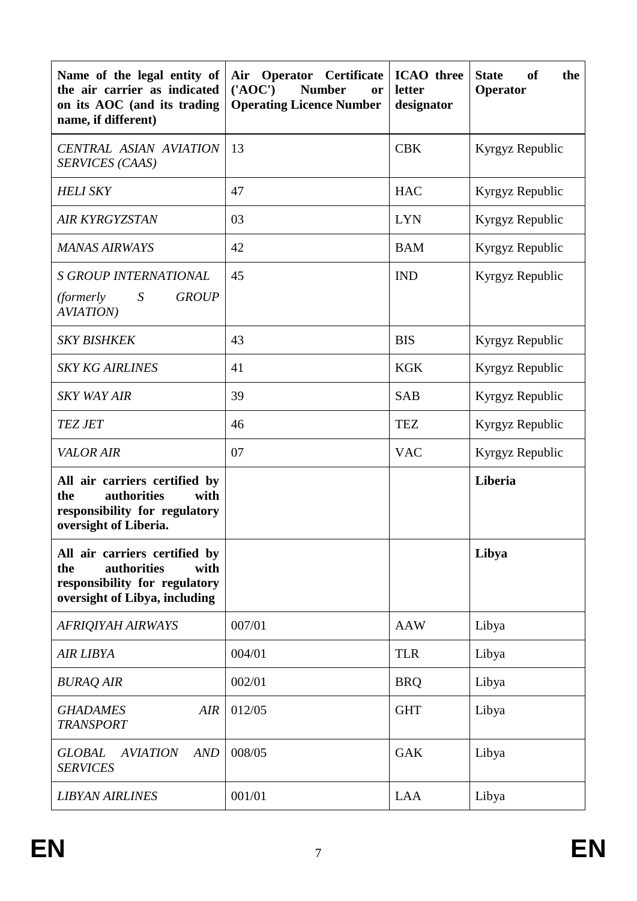| **Name of the legal entity of the air carrier as indicated on its AOC (and its trading name, if different)** | **Air Operator Certificate ('AOC') Number or Operating Licence Number** | **ICAO three letter designator** | **State of the Operator** |
|---|---|---|---|
| *CENTRAL ASIAN AVIATION SERVICES (CAAS)* | 13 | CBK | Kyrgyz Republic |
| *HELI SKY* | 47 | HAC | Kyrgyz Republic |
| *AIR KYRGYZSTAN* | 03 | LYN | Kyrgyz Republic |
| *MANAS AIRWAYS* | 42 | BAM | Kyrgyz Republic |
| *S GROUP INTERNATIONAL (formerly S GROUP AVIATION)* | 45 | IND | Kyrgyz Republic |
| *SKY BISHKEK* | 43 | BIS | Kyrgyz Republic |
| *SKY KG AIRLINES* | 41 | KGK | Kyrgyz Republic |
| *SKY WAY AIR* | 39 | SAB | Kyrgyz Republic |
| *TEZ JET* | 46 | TEZ | Kyrgyz Republic |
| *VALOR AIR* | 07 | VAC | Kyrgyz Republic |
| **All air carriers certified by the authorities with responsibility for regulatory oversight of Liberia.** | | | **Liberia** |
| **All air carriers certified by the authorities with responsibility for regulatory oversight of Libya, including** | | | **Libya** |
| *AFRIQIYAH AIRWAYS* | 007/01 | AAW | Libya |
| *AIR LIBYA* | 004/01 | TLR | Libya |
| *BURAQ AIR* | 002/01 | BRQ | Libya |
| *GHADAMES AIR TRANSPORT* | 012/05 | GHT | Libya |
| *GLOBAL AVIATION AND SERVICES* | 008/05 | GAK | Libya |
| *LIBYAN AIRLINES* | 001/01 | LAA | Libya |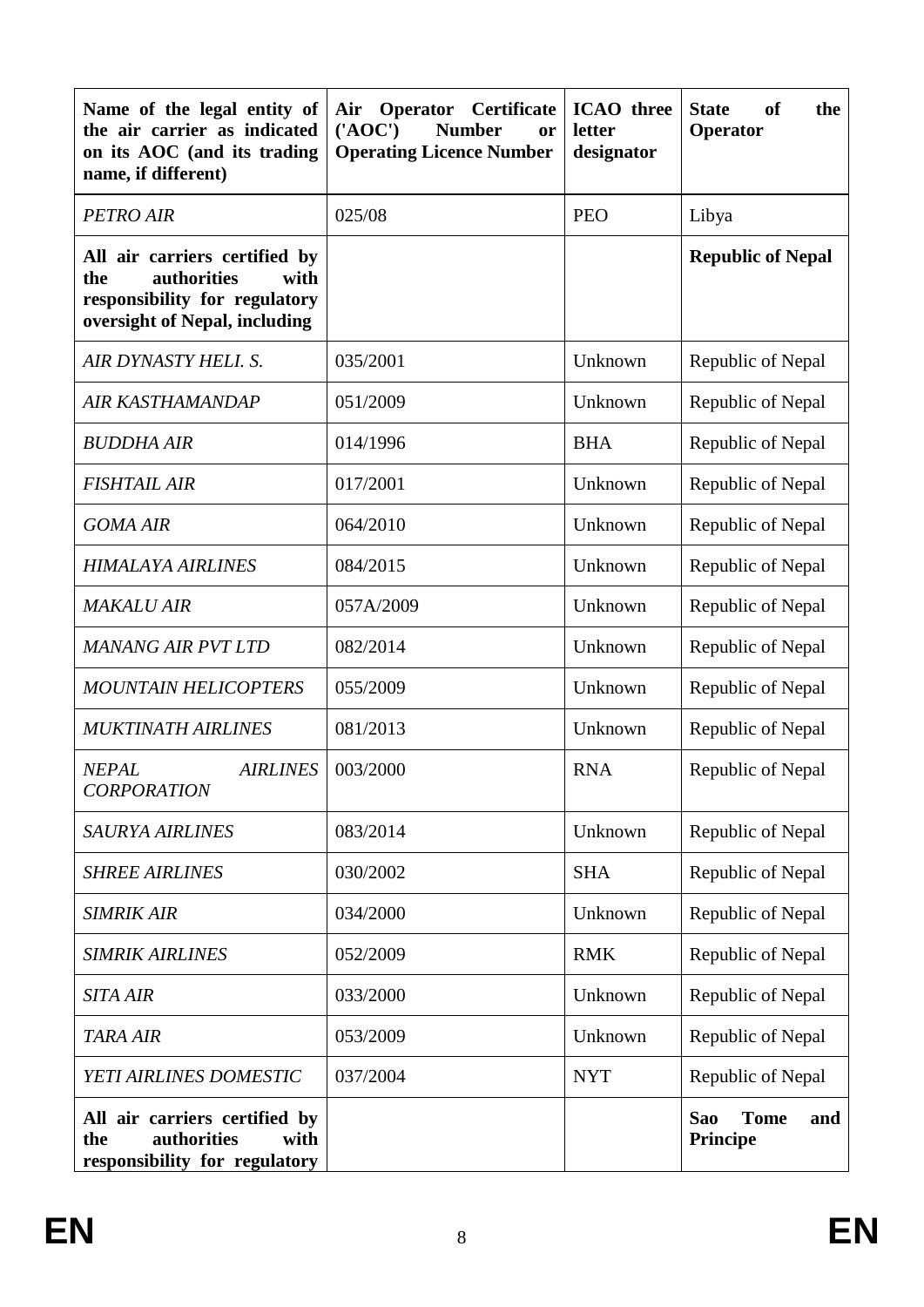| Name of the legal entity of the air carrier as indicated on its AOC (and its trading name, if different) | Air Operator Certificate ('AOC') Number or Operating Licence Number | ICAO three letter designator | State of the Operator |
|---|---|---|---|
| *PETRO AIR* | 025/08 | PEO | Libya |
| **All air carriers certified by the authorities with responsibility for regulatory oversight of Nepal, including** | | | **Republic of Nepal** |
| *AIR DYNASTY HELI. S.* | 035/2001 | Unknown | Republic of Nepal |
| *AIR KASTHAMANDAP* | 051/2009 | Unknown | Republic of Nepal |
| *BUDDHA AIR* | 014/1996 | BHA | Republic of Nepal |
| *FISHTAIL AIR* | 017/2001 | Unknown | Republic of Nepal |
| *GOMA AIR* | 064/2010 | Unknown | Republic of Nepal |
| *HIMALAYA AIRLINES* | 084/2015 | Unknown | Republic of Nepal |
| *MAKALU AIR* | 057A/2009 | Unknown | Republic of Nepal |
| *MANANG AIR PVT LTD* | 082/2014 | Unknown | Republic of Nepal |
| *MOUNTAIN HELICOPTERS* | 055/2009 | Unknown | Republic of Nepal |
| *MUKTINATH AIRLINES* | 081/2013 | Unknown | Republic of Nepal |
| *NEPAL AIRLINES CORPORATION* | 003/2000 | RNA | Republic of Nepal |
| *SAURYA AIRLINES* | 083/2014 | Unknown | Republic of Nepal |
| *SHREE AIRLINES* | 030/2002 | SHA | Republic of Nepal |
| *SIMRIK AIR* | 034/2000 | Unknown | Republic of Nepal |
| *SIMRIK AIRLINES* | 052/2009 | RMK | Republic of Nepal |
| *SITA AIR* | 033/2000 | Unknown | Republic of Nepal |
| *TARA AIR* | 053/2009 | Unknown | Republic of Nepal |
| *YETI AIRLINES DOMESTIC* | 037/2004 | NYT | Republic of Nepal |
| **All air carriers certified by the authorities with responsibility for regulatory** | | | **Sao Tome and Principe** |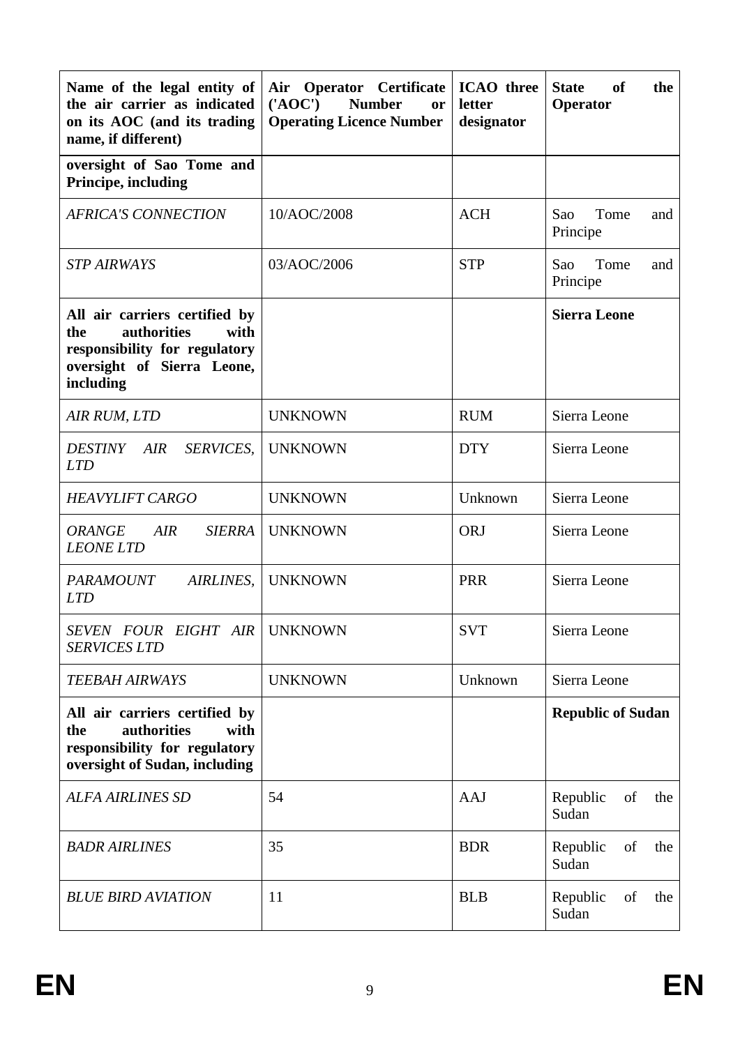| Name of the legal entity of the air carrier as indicated on its AOC (and its trading name, if different) | Air Operator Certificate ('AOC') Number or Operating Licence Number | ICAO three letter designator | State of the Operator |
|---|---|---|---|
| **oversight of Sao Tome and Principe, including** | | | |
| *AFRICA'S CONNECTION* | 10/AOC/2008 | ACH | Sao Tome and Principe |
| *STP AIRWAYS* | 03/AOC/2006 | STP | Sao Tome and Principe |
| **All air carriers certified by the authorities with responsibility for regulatory oversight of Sierra Leone, including** | | | **Sierra Leone** |
| *AIR RUM, LTD* | UNKNOWN | RUM | Sierra Leone |
| *DESTINY AIR SERVICES, LTD* | UNKNOWN | DTY | Sierra Leone |
| *HEAVYLIFT CARGO* | UNKNOWN | Unknown | Sierra Leone |
| *ORANGE AIR SIERRA LEONE LTD* | UNKNOWN | ORJ | Sierra Leone |
| *PARAMOUNT AIRLINES, LTD* | UNKNOWN | PRR | Sierra Leone |
| *SEVEN FOUR EIGHT AIR SERVICES LTD* | UNKNOWN | SVT | Sierra Leone |
| *TEEBAH AIRWAYS* | UNKNOWN | Unknown | Sierra Leone |
| **All air carriers certified by the authorities with responsibility for regulatory oversight of Sudan, including** | | | **Republic of Sudan** |
| *ALFA AIRLINES SD* | 54 | AAJ | Republic of the Sudan |
| *BADR AIRLINES* | 35 | BDR | Republic of the Sudan |
| *BLUE BIRD AVIATION* | 11 | BLB | Republic of the Sudan |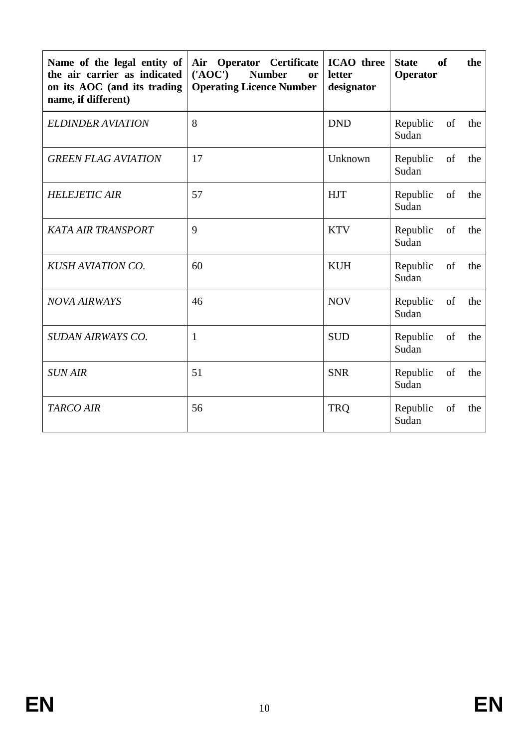| Name of the legal entity of the air carrier as indicated on its AOC (and its trading name, if different) | Air Operator Certificate ('AOC') Number or Operating Licence Number | ICAO three letter designator | State of the Operator |
|---|---|---|---|
| *ELDINDER AVIATION* | 8 | DND | Republic of the Sudan |
| *GREEN FLAG AVIATION* | 17 | Unknown | Republic of the Sudan |
| *HELEJETIC AIR* | 57 | HJT | Republic of the Sudan |
| *KATA AIR TRANSPORT* | 9 | KTV | Republic of the Sudan |
| *KUSH AVIATION CO.* | 60 | KUH | Republic of the Sudan |
| *NOVA AIRWAYS* | 46 | NOV | Republic of the Sudan |
| *SUDAN AIRWAYS CO.* | 1 | SUD | Republic of the Sudan |
| *SUN AIR* | 51 | SNR | Republic of the Sudan |
| *TARCO AIR* | 56 | TRQ | Republic of the Sudan |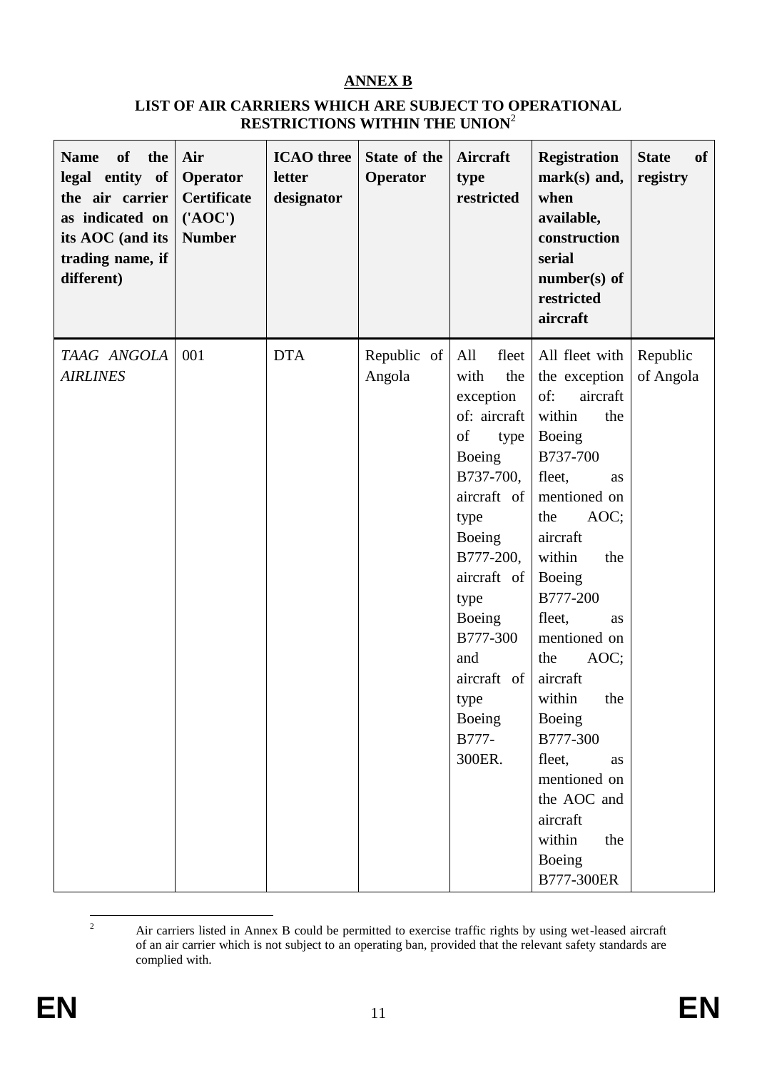## ANNEX B

### LIST OF AIR CARRIERS WHICH ARE SUBJECT TO OPERATIONAL RESTRICTIONS WITHIN THE UNION[2]

| Name of the legal entity of the air carrier as indicated on its AOC (and its trading name, if different) | Air Operator Certificate ('AOC') Number | ICAO three letter designator | State of the Operator | Aircraft type restricted | Registration mark(s) and, when available, construction serial number(s) of restricted aircraft | State of registry |
|---|---|---|---|---|---|---|
| *TAAG ANGOLA AIRLINES* | 001 | DTA | Republic of Angola | All fleet with the exception of: aircraft of type Boeing B737-700, aircraft of type Boeing B777-200, aircraft of type Boeing B777-300 and aircraft of type Boeing B777-300ER. | All fleet with the exception of: aircraft within the Boeing B737-700 fleet, as mentioned on the AOC; aircraft within the Boeing B777-200 fleet, as mentioned on the AOC; aircraft within the Boeing B777-300 fleet, as mentioned on the AOC and aircraft within the Boeing B777-300ER | Republic of Angola |

[2] Air carriers listed in Annex B could be permitted to exercise traffic rights by using wet-leased aircraft of an air carrier which is not subject to an operating ban, provided that the relevant safety standards are complied with.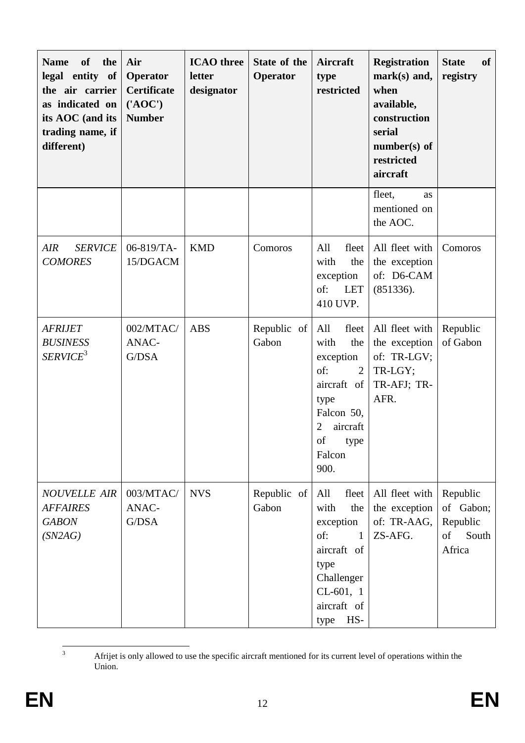| Name of the legal entity of the air carrier as indicated on its AOC (and its trading name, if different) | Air Operator Certificate ('AOC') Number | ICAO three letter designator | State of the Operator | Aircraft type restricted | Registration mark(s) and, when available, construction serial number(s) of restricted aircraft | State of registry |
|---|---|---|---|---|---|---|
| | | | | | fleet, as mentioned on the AOC. | |
| *AIR SERVICE COMORES* | 06-819/TA-15/DGACM | KMD | Comoros | All fleet with the exception of: LET 410 UVP. | All fleet with the exception of: D6-CAM (851336). | Comoros |
| *AFRIJET BUSINESS SERVICE*[3] | 002/MTAC/ANAC-G/DSA | ABS | Republic of Gabon | All fleet with the exception of: 2 aircraft of type Falcon 50, 2 aircraft of type Falcon 900. | All fleet with the exception of: TR-LGV; TR-LGY; TR-AFJ; TR-AFR. | Republic of Gabon |
| *NOUVELLE AIR AFFAIRES GABON (SN2AG)* | 003/MTAC/ANAC-G/DSA | NVS | Republic of Gabon | All fleet with the exception of: 1 aircraft of type Challenger CL-601, 1 aircraft of type HS- | All fleet with the exception of: TR-AAG, ZS-AFG. | Republic of Gabon; Republic of South Africa |

[3] Afrijet is only allowed to use the specific aircraft mentioned for its current level of operations within the Union.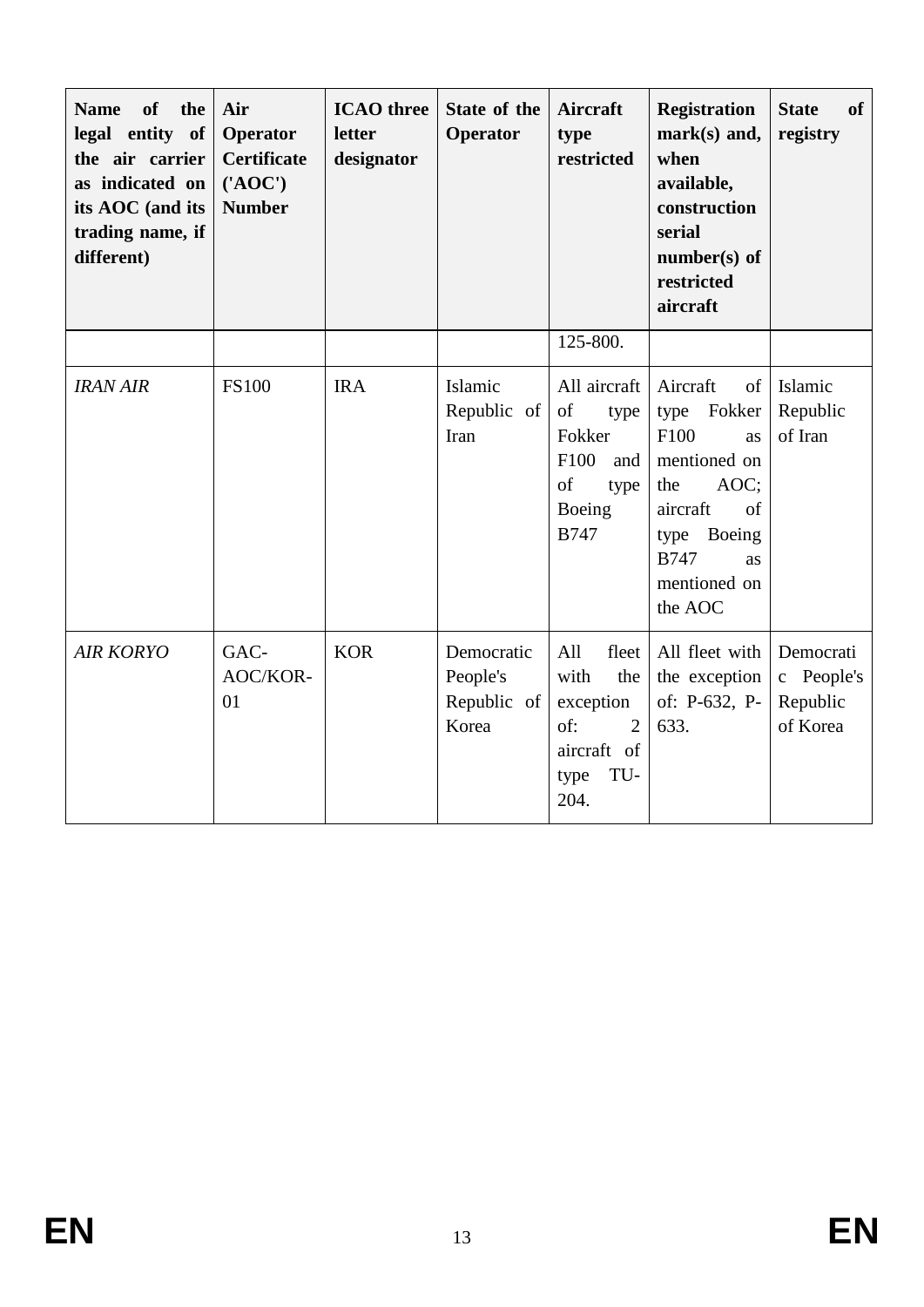| Name of the legal entity of the air carrier as indicated on its AOC (and its trading name, if different) | Air Operator Certificate ('AOC') Number | ICAO three letter designator | State of the Operator | Aircraft type restricted | Registration mark(s) and, when available, construction serial number(s) of restricted aircraft | State of registry |
|---|---|---|---|---|---|---|
| | | | | 125-800. | | |
| *IRAN AIR* | FS100 | IRA | Islamic Republic of Iran | All aircraft of type Fokker F100 and of type Boeing B747 | Aircraft of type Fokker F100 as mentioned on the AOC; aircraft of type Boeing B747 as mentioned on the AOC | Islamic Republic of Iran |
| *AIR KORYO* | GAC-AOC/KOR-01 | KOR | Democratic People's Republic of Korea | All fleet with the exception of: 2 aircraft of type TU-204. | All fleet with the exception of: P-632, P-633. | Democratic People's Republic of Korea |